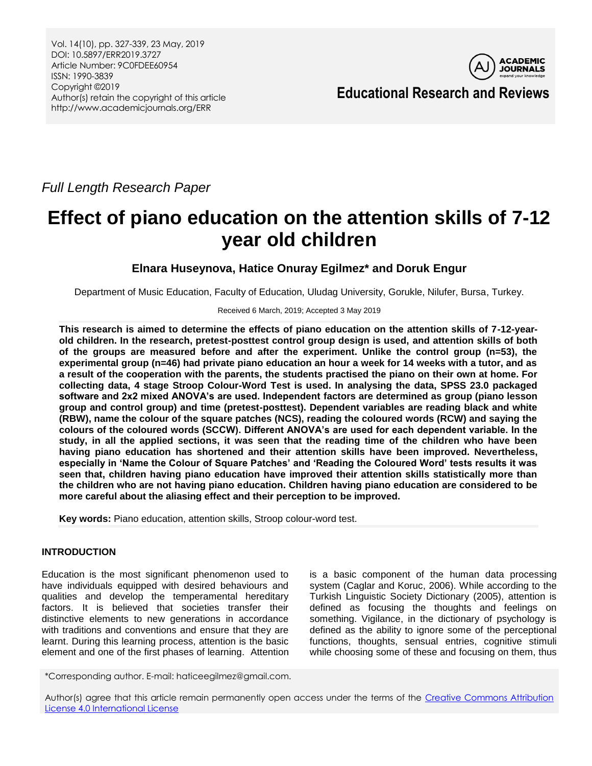Full Length Research Paper

# Effect of piano education on the attention skills of 7-12 year old children

**Elnara Huseynova, Hatice Onuray Egilmez* and Doruk Engur**

Department of Music Education, Faculty of Education, Uludag University, Gorukle, Nilufer, Bursa, Turkey.

Received 6 March, 2019; Accepted 3 May 2019

**This research is aimed to determine the effects of piano education on the attention skills of 7-12-year-old children. In the research, pretest-posttest control group design is used, and attention skills of both of the groups are measured before and after the experiment. Unlike the control group (n=53), the experimental group (n=46) had private piano education an hour a week for 14 weeks with a tutor, and as a result of the cooperation with the parents, the students practised the piano on their own at home. For collecting data, 4 stage Stroop Colour-Word Test is used. In analysing the data, SPSS 23.0 packaged software and 2x2 mixed ANOVA's are used. Independent factors are determined as group (piano lesson group and control group) and time (pretest-posttest). Dependent variables are reading black and white (RBW), name the colour of the square patches (NCS), reading the coloured words (RCW) and saying the colours of the coloured words (SCCW). Different ANOVA's are used for each dependent variable. In the study, in all the applied sections, it was seen that the reading time of the children who have been having piano education has shortened and their attention skills have been improved. Nevertheless, especially in 'Name the Colour of Square Patches' and 'Reading the Coloured Word' tests results it was seen that, children having piano education have improved their attention skills statistically more than the children who are not having piano education. Children having piano education are considered to be more careful about the aliasing effect and their perception to be improved.**

**Key words:** Piano education, attention skills, Stroop colour-word test.

## INTRODUCTION

Education is the most significant phenomenon used to have individuals equipped with desired behaviours and qualities and develop the temperamental hereditary factors. It is believed that societies transfer their distinctive elements to new generations in accordance with traditions and conventions and ensure that they are learnt. During this learning process, attention is the basic element and one of the first phases of learning. Attention is a basic component of the human data processing system (Caglar and Koruc, 2006). While according to the Turkish Linguistic Society Dictionary (2005), attention is defined as focusing the thoughts and feelings on something. Vigilance, in the dictionary of psychology is defined as the ability to ignore some of the perceptional functions, thoughts, sensual entries, cognitive stimuli while choosing some of these and focusing on them, thus

*Corresponding author. E-mail: haticeegilmez@gmail.com.

Author(s) agree that this article remain permanently open access under the terms of the Creative Commons Attribution License 4.0 International License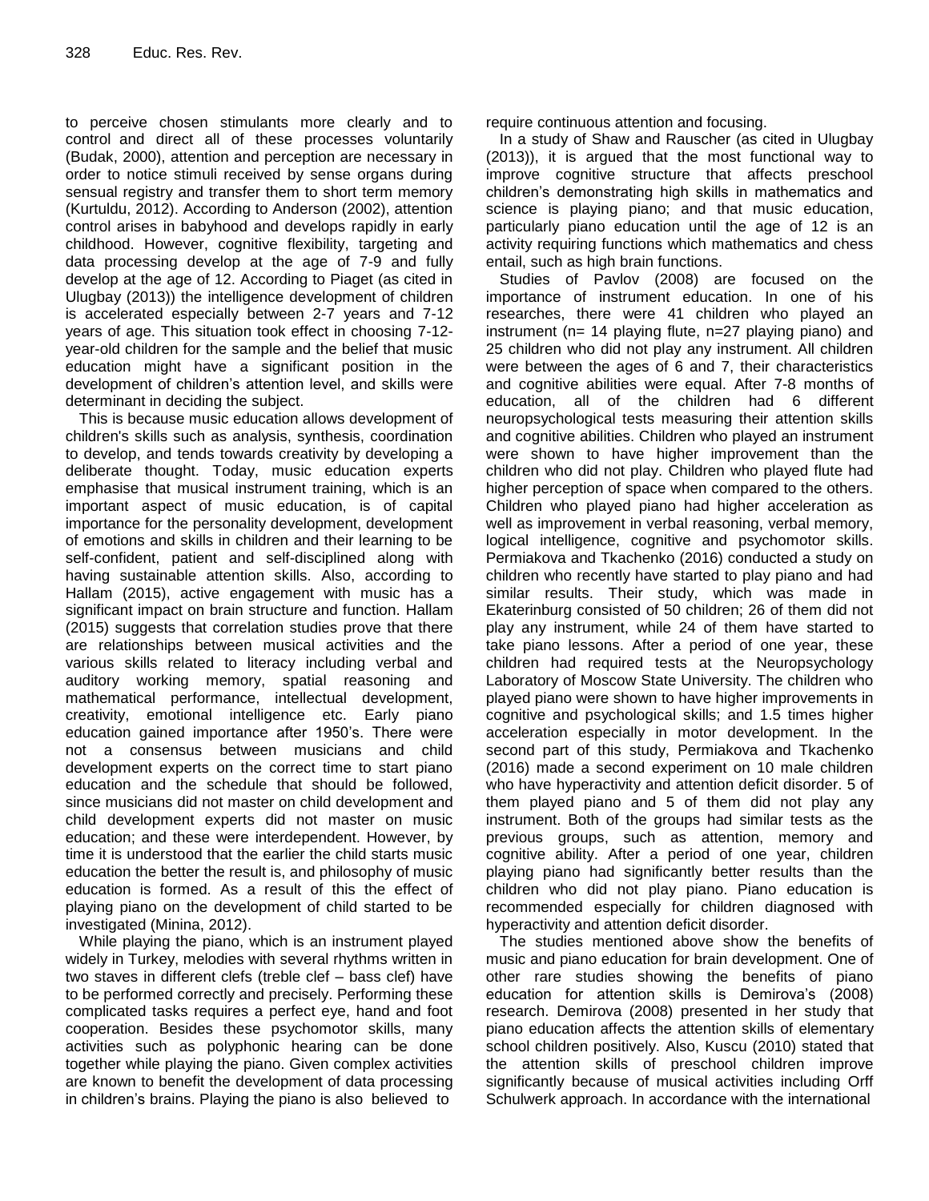to perceive chosen stimulants more clearly and to control and direct all of these processes voluntarily (Budak, 2000), attention and perception are necessary in order to notice stimuli received by sense organs during sensual registry and transfer them to short term memory (Kurtuldu, 2012). According to Anderson (2002), attention control arises in babyhood and develops rapidly in early childhood. However, cognitive flexibility, targeting and data processing develop at the age of 7-9 and fully develop at the age of 12. According to Piaget (as cited in Ulugbay (2013)) the intelligence development of children is accelerated especially between 2-7 years and 7-12 years of age. This situation took effect in choosing 7-12-year-old children for the sample and the belief that music education might have a significant position in the development of children's attention level, and skills were determinant in deciding the subject.

This is because music education allows development of children's skills such as analysis, synthesis, coordination to develop, and tends towards creativity by developing a deliberate thought. Today, music education experts emphasise that musical instrument training, which is an important aspect of music education, is of capital importance for the personality development, development of emotions and skills in children and their learning to be self-confident, patient and self-disciplined along with having sustainable attention skills. Also, according to Hallam (2015), active engagement with music has a significant impact on brain structure and function. Hallam (2015) suggests that correlation studies prove that there are relationships between musical activities and the various skills related to literacy including verbal and auditory working memory, spatial reasoning and mathematical performance, intellectual development, creativity, emotional intelligence etc. Early piano education gained importance after 1950's. There were not a consensus between musicians and child development experts on the correct time to start piano education and the schedule that should be followed, since musicians did not master on child development and child development experts did not master on music education; and these were interdependent. However, by time it is understood that the earlier the child starts music education the better the result is, and philosophy of music education is formed. As a result of this the effect of playing piano on the development of child started to be investigated (Minina, 2012).

While playing the piano, which is an instrument played widely in Turkey, melodies with several rhythms written in two staves in different clefs (treble clef – bass clef) have to be performed correctly and precisely. Performing these complicated tasks requires a perfect eye, hand and foot cooperation. Besides these psychomotor skills, many activities such as polyphonic hearing can be done together while playing the piano. Given complex activities are known to benefit the development of data processing in children's brains. Playing the piano is also believed to require continuous attention and focusing.

In a study of Shaw and Rauscher (as cited in Ulugbay (2013)), it is argued that the most functional way to improve cognitive structure that affects preschool children's demonstrating high skills in mathematics and science is playing piano; and that music education, particularly piano education until the age of 12 is an activity requiring functions which mathematics and chess entail, such as high brain functions.

Studies of Pavlov (2008) are focused on the importance of instrument education. In one of his researches, there were 41 children who played an instrument (n= 14 playing flute, n=27 playing piano) and 25 children who did not play any instrument. All children were between the ages of 6 and 7, their characteristics and cognitive abilities were equal. After 7-8 months of education, all of the children had 6 different neuropsychological tests measuring their attention skills and cognitive abilities. Children who played an instrument were shown to have higher improvement than the children who did not play. Children who played flute had higher perception of space when compared to the others. Children who played piano had higher acceleration as well as improvement in verbal reasoning, verbal memory, logical intelligence, cognitive and psychomotor skills. Permiakova and Tkachenko (2016) conducted a study on children who recently have started to play piano and had similar results. Their study, which was made in Ekaterinburg consisted of 50 children; 26 of them did not play any instrument, while 24 of them have started to take piano lessons. After a period of one year, these children had required tests at the Neuropsychology Laboratory of Moscow State University. The children who played piano were shown to have higher improvements in cognitive and psychological skills; and 1.5 times higher acceleration especially in motor development. In the second part of this study, Permiakova and Tkachenko (2016) made a second experiment on 10 male children who have hyperactivity and attention deficit disorder. 5 of them played piano and 5 of them did not play any instrument. Both of the groups had similar tests as the previous groups, such as attention, memory and cognitive ability. After a period of one year, children playing piano had significantly better results than the children who did not play piano. Piano education is recommended especially for children diagnosed with hyperactivity and attention deficit disorder.

The studies mentioned above show the benefits of music and piano education for brain development. One of other rare studies showing the benefits of piano education for attention skills is Demirova's (2008) research. Demirova (2008) presented in her study that piano education affects the attention skills of elementary school children positively. Also, Kuscu (2010) stated that the attention skills of preschool children improve significantly because of musical activities including Orff Schulwerk approach. In accordance with the international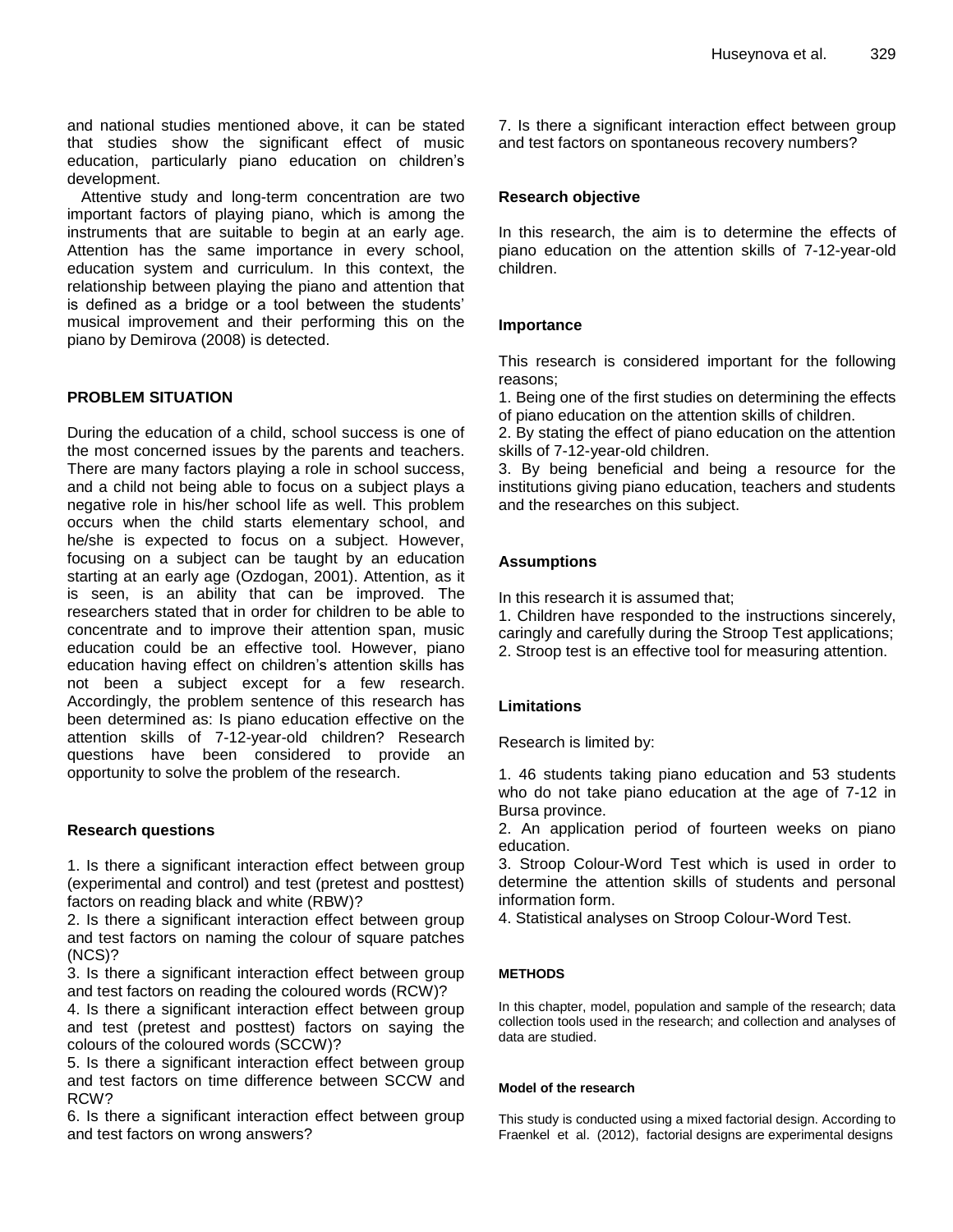and national studies mentioned above, it can be stated that studies show the significant effect of music education, particularly piano education on children's development.

Attentive study and long-term concentration are two important factors of playing piano, which is among the instruments that are suitable to begin at an early age. Attention has the same importance in every school, education system and curriculum. In this context, the relationship between playing the piano and attention that is defined as a bridge or a tool between the students' musical improvement and their performing this on the piano by Demirova (2008) is detected.

## PROBLEM SITUATION

During the education of a child, school success is one of the most concerned issues by the parents and teachers. There are many factors playing a role in school success, and a child not being able to focus on a subject plays a negative role in his/her school life as well. This problem occurs when the child starts elementary school, and he/she is expected to focus on a subject. However, focusing on a subject can be taught by an education starting at an early age (Ozdogan, 2001). Attention, as it is seen, is an ability that can be improved. The researchers stated that in order for children to be able to concentrate and to improve their attention span, music education could be an effective tool. However, piano education having effect on children's attention skills has not been a subject except for a few research. Accordingly, the problem sentence of this research has been determined as: Is piano education effective on the attention skills of 7-12-year-old children? Research questions have been considered to provide an opportunity to solve the problem of the research.

### Research questions

1. Is there a significant interaction effect between group (experimental and control) and test (pretest and posttest) factors on reading black and white (RBW)?
2. Is there a significant interaction effect between group and test factors on naming the colour of square patches (NCS)?
3. Is there a significant interaction effect between group and test factors on reading the coloured words (RCW)?
4. Is there a significant interaction effect between group and test (pretest and posttest) factors on saying the colours of the coloured words (SCCW)?
5. Is there a significant interaction effect between group and test factors on time difference between SCCW and RCW?
6. Is there a significant interaction effect between group and test factors on wrong answers?
7. Is there a significant interaction effect between group and test factors on spontaneous recovery numbers?

### Research objective

In this research, the aim is to determine the effects of piano education on the attention skills of 7-12-year-old children.

### Importance

This research is considered important for the following reasons;

1. Being one of the first studies on determining the effects of piano education on the attention skills of children.
2. By stating the effect of piano education on the attention skills of 7-12-year-old children.
3. By being beneficial and being a resource for the institutions giving piano education, teachers and students and the researches on this subject.

### Assumptions

In this research it is assumed that;

1. Children have responded to the instructions sincerely, caringly and carefully during the Stroop Test applications;
2. Stroop test is an effective tool for measuring attention.

### Limitations

Research is limited by:

1. 46 students taking piano education and 53 students who do not take piano education at the age of 7-12 in Bursa province.
2. An application period of fourteen weeks on piano education.
3. Stroop Colour-Word Test which is used in order to determine the attention skills of students and personal information form.
4. Statistical analyses on Stroop Colour-Word Test.

## METHODS

In this chapter, model, population and sample of the research; data collection tools used in the research; and collection and analyses of data are studied.

### Model of the research

This study is conducted using a mixed factorial design. According to Fraenkel et al. (2012), factorial designs are experimental designs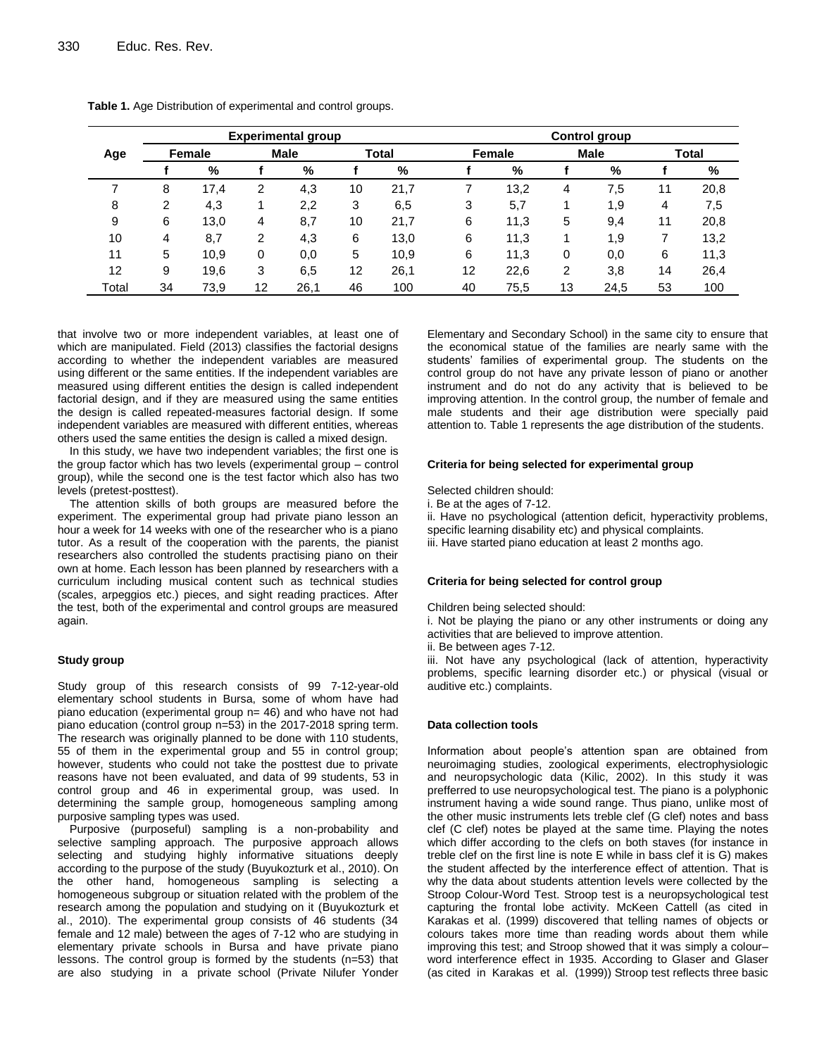**Table 1.** Age Distribution of experimental and control groups.

| Age | Experimental group | | | | | | Control group | | | | | |
|---|---|---|---|---|---|---|---|---|---|---|---|---|
| | Female | | Male | | Total | | Female | | Male | | Total | |
| | f | % | f | % | f | % | f | % | f | % | f | % |
| 7 | 8 | 17,4 | 2 | 4,3 | 10 | 21,7 | 7 | 13,2 | 4 | 7,5 | 11 | 20,8 |
| 8 | 2 | 4,3 | 1 | 2,2 | 3 | 6,5 | 3 | 5,7 | 1 | 1,9 | 4 | 7,5 |
| 9 | 6 | 13,0 | 4 | 8,7 | 10 | 21,7 | 6 | 11,3 | 5 | 9,4 | 11 | 20,8 |
| 10 | 4 | 8,7 | 2 | 4,3 | 6 | 13,0 | 6 | 11,3 | 1 | 1,9 | 7 | 13,2 |
| 11 | 5 | 10,9 | 0 | 0,0 | 5 | 10,9 | 6 | 11,3 | 0 | 0,0 | 6 | 11,3 |
| 12 | 9 | 19,6 | 3 | 6,5 | 12 | 26,1 | 12 | 22,6 | 2 | 3,8 | 14 | 26,4 |
| Total | 34 | 73,9 | 12 | 26,1 | 46 | 100 | 40 | 75,5 | 13 | 24,5 | 53 | 100 |

that involve two or more independent variables, at least one of which are manipulated. Field (2013) classifies the factorial designs according to whether the independent variables are measured using different or the same entities. If the independent variables are measured using different entities the design is called independent factorial design, and if they are measured using the same entities the design is called repeated-measures factorial design. If some independent variables are measured with different entities, whereas others used the same entities the design is called a mixed design.

In this study, we have two independent variables; the first one is the group factor which has two levels (experimental group – control group), while the second one is the test factor which also has two levels (pretest-posttest).

The attention skills of both groups are measured before the experiment. The experimental group had private piano lesson an hour a week for 14 weeks with one of the researcher who is a piano tutor. As a result of the cooperation with the parents, the pianist researchers also controlled the students practising piano on their own at home. Each lesson has been planned by researchers with a curriculum including musical content such as technical studies (scales, arpeggios etc.) pieces, and sight reading practices. After the test, both of the experimental and control groups are measured again.

#### Study group

Study group of this research consists of 99 7-12-year-old elementary school students in Bursa, some of whom have had piano education (experimental group n= 46) and who have not had piano education (control group n=53) in the 2017-2018 spring term. The research was originally planned to be done with 110 students, 55 of them in the experimental group and 55 in control group; however, students who could not take the posttest due to private reasons have not been evaluated, and data of 99 students, 53 in control group and 46 in experimental group, was used. In determining the sample group, homogeneous sampling among purposive sampling types was used.

Purposive (purposeful) sampling is a non-probability and selective sampling approach. The purposive approach allows selecting and studying highly informative situations deeply according to the purpose of the study (Buyukozturk et al., 2010). On the other hand, homogeneous sampling is selecting a homogeneous subgroup or situation related with the problem of the research among the population and studying on it (Buyukozturk et al., 2010). The experimental group consists of 46 students (34 female and 12 male) between the ages of 7-12 who are studying in elementary private schools in Bursa and have private piano lessons. The control group is formed by the students (n=53) that are also studying in a private school (Private Nilufer Yonder Elementary and Secondary School) in the same city to ensure that the economical statue of the families are nearly same with the students' families of experimental group. The students on the control group do not have any private lesson of piano or another instrument and do not do any activity that is believed to be improving attention. In the control group, the number of female and male students and their age distribution were specially paid attention to. Table 1 represents the age distribution of the students.

#### Criteria for being selected for experimental group

Selected children should:

i. Be at the ages of 7-12.
ii. Have no psychological (attention deficit, hyperactivity problems, specific learning disability etc) and physical complaints.
iii. Have started piano education at least 2 months ago.

#### Criteria for being selected for control group

Children being selected should:

i. Not be playing the piano or any other instruments or doing any activities that are believed to improve attention.
ii. Be between ages 7-12.
iii. Not have any psychological (lack of attention, hyperactivity problems, specific learning disorder etc.) or physical (visual or auditive etc.) complaints.

#### Data collection tools

Information about people's attention span are obtained from neuroimaging studies, zoological experiments, electrophysiologic and neuropsychologic data (Kilic, 2002). In this study it was prefferred to use neuropsychological test. The piano is a polyphonic instrument having a wide sound range. Thus piano, unlike most of the other music instruments lets treble clef (G clef) notes and bass clef (C clef) notes be played at the same time. Playing the notes which differ according to the clefs on both staves (for instance in treble clef on the first line is note E while in bass clef it is G) makes the student affected by the interference effect of attention. That is why the data about students attention levels were collected by the Stroop Colour-Word Test. Stroop test is a neuropsychological test capturing the frontal lobe activity. McKeen Cattell (as cited in Karakas et al. (1999) discovered that telling names of objects or colours takes more time than reading words about them while improving this test; and Stroop showed that it was simply a colour–word interference effect in 1935. According to Glaser and Glaser (as cited in Karakas et al. (1999)) Stroop test reflects three basic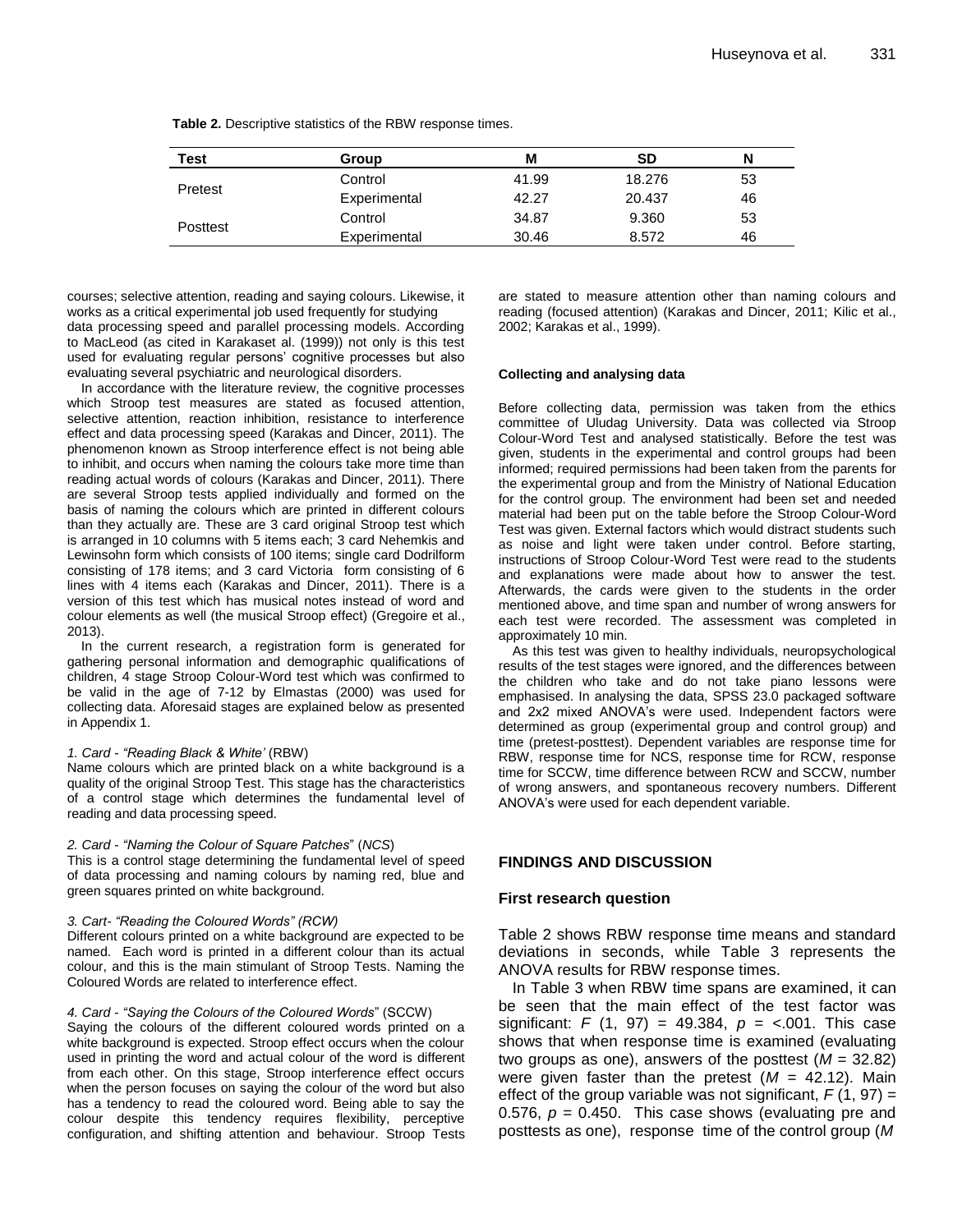**Table 2.** Descriptive statistics of the RBW response times.

| Test | Group | M | SD | N |
|---|---|---|---|---|
| Pretest | Control | 41.99 | 18.276 | 53 |
| | Experimental | 42.27 | 20.437 | 46 |
| Posttest | Control | 34.87 | 9.360 | 53 |
| | Experimental | 30.46 | 8.572 | 46 |

courses; selective attention, reading and saying colours. Likewise, it works as a critical experimental job used frequently for studying data processing speed and parallel processing models. According to MacLeod (as cited in Karakaset al. (1999)) not only is this test used for evaluating regular persons' cognitive processes but also evaluating several psychiatric and neurological disorders.

In accordance with the literature review, the cognitive processes which Stroop test measures are stated as focused attention, selective attention, reaction inhibition, resistance to interference effect and data processing speed (Karakas and Dincer, 2011). The phenomenon known as Stroop interference effect is not being able to inhibit, and occurs when naming the colours take more time than reading actual words of colours (Karakas and Dincer, 2011). There are several Stroop tests applied individually and formed on the basis of naming the colours which are printed in different colours than they actually are. These are 3 card original Stroop test which is arranged in 10 columns with 5 items each; 3 card Nehemkis and Lewinsohn form which consists of 100 items; single card Dodrillform consisting of 178 items; and 3 card Victoria form consisting of 6 lines with 4 items each (Karakas and Dincer, 2011). There is a version of this test which has musical notes instead of word and colour elements as well (the musical Stroop effect) (Gregoire et al., 2013).

In the current research, a registration form is generated for gathering personal information and demographic qualifications of children, 4 stage Stroop Colour-Word test which was confirmed to be valid in the age of 7-12 by Elmastas (2000) was used for collecting data. Aforesaid stages are explained below as presented in Appendix 1.

*1. Card - "Reading Black & White'* (RBW)

Name colours which are printed black on a white background is a quality of the original Stroop Test. This stage has the characteristics of a control stage which determines the fundamental level of reading and data processing speed.

*2. Card - "Naming the Colour of Square Patches*" (*NCS*)

This is a control stage determining the fundamental level of speed of data processing and naming colours by naming red, blue and green squares printed on white background.

*3. Cart- "Reading the Coloured Words" (RCW)*

Different colours printed on a white background are expected to be named. Each word is printed in a different colour than its actual colour, and this is the main stimulant of Stroop Tests. Naming the Coloured Words are related to interference effect.

*4. Card - "Saying the Colours of the Coloured Words*" (SCCW)

Saying the colours of the different coloured words printed on a white background is expected. Stroop effect occurs when the colour used in printing the word and actual colour of the word is different from each other. On this stage, Stroop interference effect occurs when the person focuses on saying the colour of the word but also has a tendency to read the coloured word. Being able to say the colour despite this tendency requires flexibility, perceptive configuration, and shifting attention and behaviour. Stroop Tests are stated to measure attention other than naming colours and reading (focused attention) (Karakas and Dincer, 2011; Kilic et al., 2002; Karakas et al., 1999).

#### Collecting and analysing data

Before collecting data, permission was taken from the ethics committee of Uludag University. Data was collected via Stroop Colour-Word Test and analysed statistically. Before the test was given, students in the experimental and control groups had been informed; required permissions had been taken from the parents for the experimental group and from the Ministry of National Education for the control group. The environment had been set and needed material had been put on the table before the Stroop Colour-Word Test was given. External factors which would distract students such as noise and light were taken under control. Before starting, instructions of Stroop Colour-Word Test were read to the students and explanations were made about how to answer the test. Afterwards, the cards were given to the students in the order mentioned above, and time span and number of wrong answers for each test were recorded. The assessment was completed in approximately 10 min.

As this test was given to healthy individuals, neuropsychological results of the test stages were ignored, and the differences between the children who take and do not take piano lessons were emphasised. In analysing the data, SPSS 23.0 packaged software and 2x2 mixed ANOVA's were used. Independent factors were determined as group (experimental group and control group) and time (pretest-posttest). Dependent variables are response time for RBW, response time for NCS, response time for RCW, response time for SCCW, time difference between RCW and SCCW, number of wrong answers, and spontaneous recovery numbers. Different ANOVA's were used for each dependent variable.

## FINDINGS AND DISCUSSION

### First research question

Table 2 shows RBW response time means and standard deviations in seconds, while Table 3 represents the ANOVA results for RBW response times.

In Table 3 when RBW time spans are examined, it can be seen that the main effect of the test factor was significant: $F$ (1, 97) = 49.384, $p$ = <.001. This case shows that when response time is examined (evaluating two groups as one), answers of the posttest ($M$ = 32.82) were given faster than the pretest ($M$ = 42.12). Main effect of the group variable was not significant, $F$ (1, 97) = 0.576, $p$ = 0.450. This case shows (evaluating pre and posttests as one), response time of the control group ($M$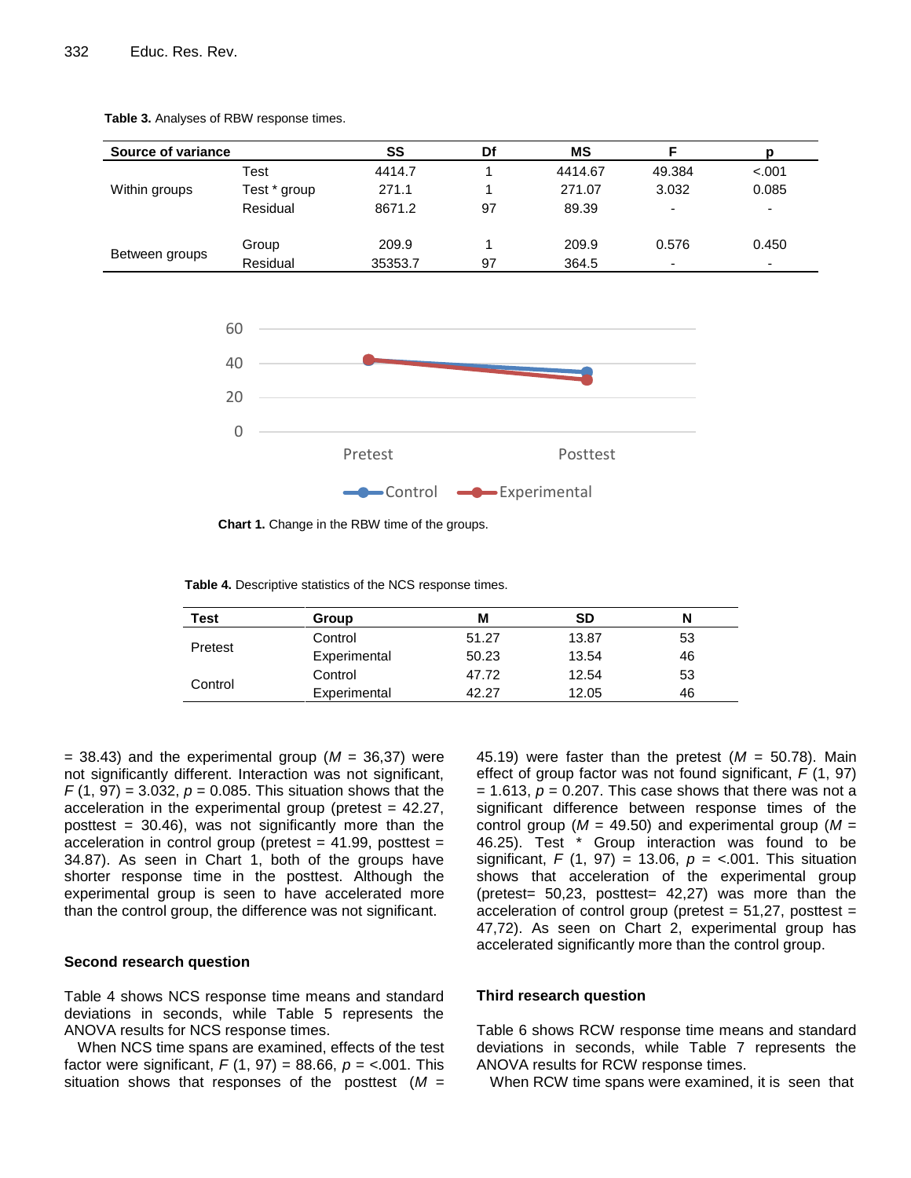**Table 3.** Analyses of RBW response times.

| Source of variance | | SS | Df | MS | F | p |
|---|---|---|---|---|---|---|
| Within groups | Test | 4414.7 | 1 | 4414.67 | 49.384 | <.001 |
| | Test * group | 271.1 | 1 | 271.07 | 3.032 | 0.085 |
| | Residual | 8671.2 | 97 | 89.39 | - | - |
| Between groups | Group | 209.9 | 1 | 209.9 | 0.576 | 0.450 |
| | Residual | 35353.7 | 97 | 364.5 | - | - |

**Chart 1.** Change in the RBW time of the groups.

**Table 4.** Descriptive statistics of the NCS response times.

| Test | Group | M | SD | N |
|---|---|---|---|---|
| Pretest | Control | 51.27 | 13.87 | 53 |
| | Experimental | 50.23 | 13.54 | 46 |
| Control | Control | 47.72 | 12.54 | 53 |
| | Experimental | 42.27 | 12.05 | 46 |

= 38.43) and the experimental group (*M* = 36,37) were not significantly different. Interaction was not significant, $F$ (1, 97) = 3.032, $p$ = 0.085. This situation shows that the acceleration in the experimental group (pretest = 42.27, posttest = 30.46), was not significantly more than the acceleration in control group (pretest = 41.99, posttest = 34.87). As seen in Chart 1, both of the groups have shorter response time in the posttest. Although the experimental group is seen to have accelerated more than the control group, the difference was not significant.

### Second research question

Table 4 shows NCS response time means and standard deviations in seconds, while Table 5 represents the ANOVA results for NCS response times.

When NCS time spans are examined, effects of the test factor were significant, $F$ (1, 97) = 88.66, $p$ = <.001. This situation shows that responses of the posttest (*M* = 45.19) were faster than the pretest (*M* = 50.78). Main effect of group factor was not found significant, $F$ (1, 97) = 1.613, $p$ = 0.207. This case shows that there was not a significant difference between response times of the control group (*M* = 49.50) and experimental group (*M* = 46.25). Test * Group interaction was found to be significant, $F$ (1, 97) = 13.06, $p$ = <.001. This situation shows that acceleration of the experimental group (pretest= 50,23, posttest= 42,27) was more than the acceleration of control group (pretest = 51,27, posttest = 47,72). As seen on Chart 2, experimental group has accelerated significantly more than the control group.

### Third research question

Table 6 shows RCW response time means and standard deviations in seconds, while Table 7 represents the ANOVA results for RCW response times.

When RCW time spans were examined, it is seen that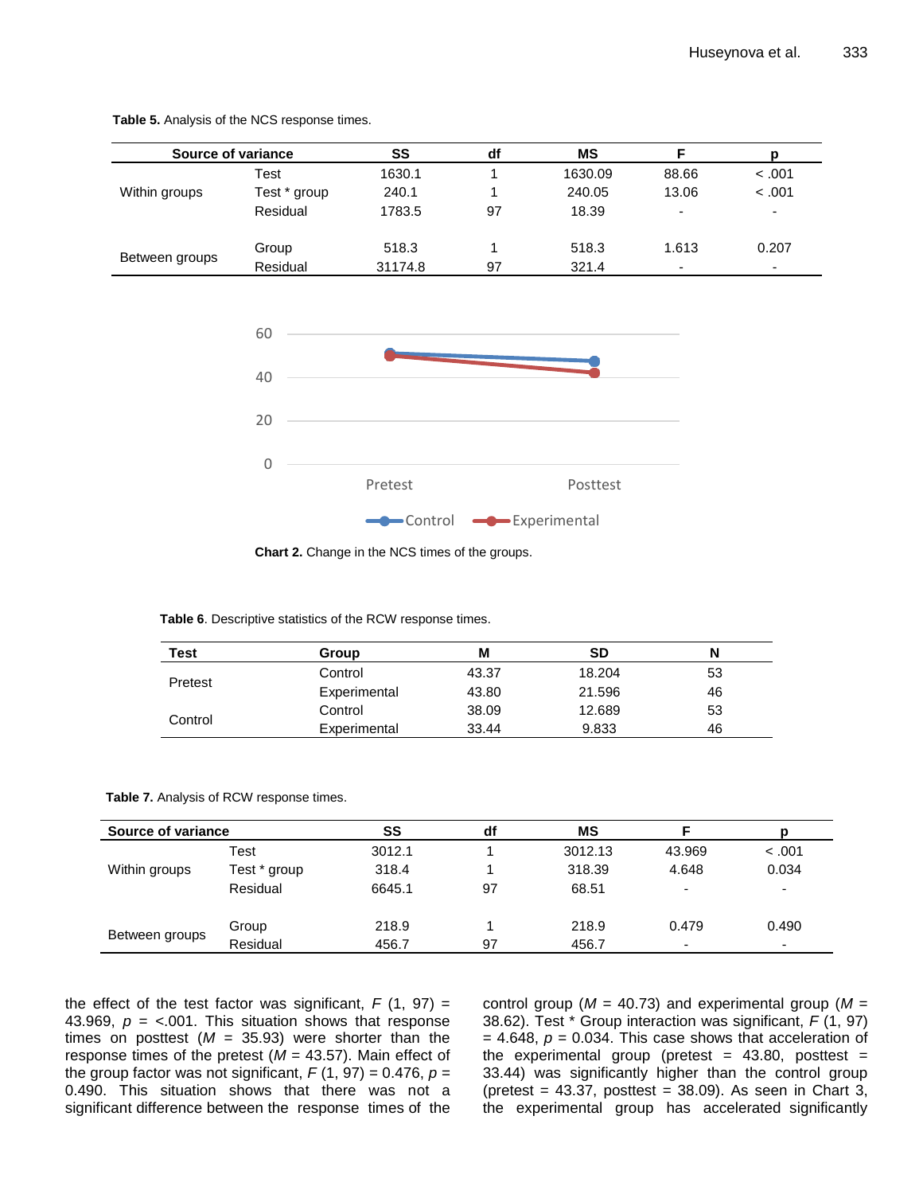**Table 5.** Analysis of the NCS response times.

| Source of variance | | SS | df | MS | F | p |
|---|---|---|---|---|---|---|
| Within groups | Test | 1630.1 | 1 | 1630.09 | 88.66 | < .001 |
| | Test * group | 240.1 | 1 | 240.05 | 13.06 | < .001 |
| | Residual | 1783.5 | 97 | 18.39 | - | - |
| Between groups | Group | 518.3 | 1 | 518.3 | 1.613 | 0.207 |
| | Residual | 31174.8 | 97 | 321.4 | - | - |

**Chart 2.** Change in the NCS times of the groups.

**Table 6**. Descriptive statistics of the RCW response times.

| Test | Group | M | SD | N |
|---|---|---|---|---|
| Pretest | Control | 43.37 | 18.204 | 53 |
| | Experimental | 43.80 | 21.596 | 46 |
| Control | Control | 38.09 | 12.689 | 53 |
| | Experimental | 33.44 | 9.833 | 46 |

**Table 7.** Analysis of RCW response times.

| Source of variance | | SS | df | MS | F | p |
|---|---|---|---|---|---|---|
| Within groups | Test | 3012.1 | 1 | 3012.13 | 43.969 | < .001 |
| | Test * group | 318.4 | 1 | 318.39 | 4.648 | 0.034 |
| | Residual | 6645.1 | 97 | 68.51 | - | - |
| Between groups | Group | 218.9 | 1 | 218.9 | 0.479 | 0.490 |
| | Residual | 456.7 | 97 | 456.7 | - | - |

the effect of the test factor was significant, $F$ (1, 97) = 43.969, $p$ = <.001. This situation shows that response times on posttest ($M$ = 35.93) were shorter than the response times of the pretest ($M$ = 43.57). Main effect of the group factor was not significant, $F$ (1, 97) = 0.476, $p$ = 0.490. This situation shows that there was not a significant difference between the response times of the control group ($M$ = 40.73) and experimental group ($M$ = 38.62). Test * Group interaction was significant, $F$ (1, 97) = 4.648, $p$ = 0.034. This case shows that acceleration of the experimental group (pretest = 43.80, posttest = 33.44) was significantly higher than the control group (pretest = 43.37, posttest = 38.09). As seen in Chart 3, the experimental group has accelerated significantly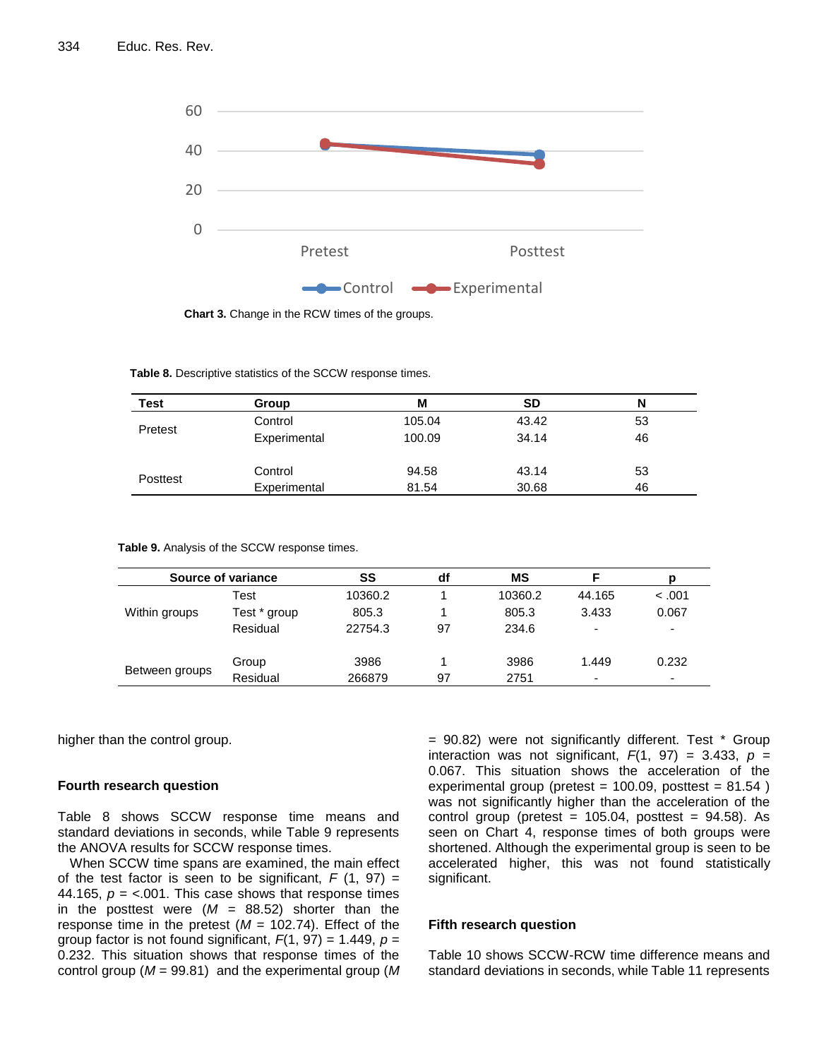Chart 3. Change in the RCW times of the groups.

**Table 8.** Descriptive statistics of the SCCW response times.

| Test | Group | M | SD | N |
|---|---|---|---|---|
| Pretest | Control | 105.04 | 43.42 | 53 |
| | Experimental | 100.09 | 34.14 | 46 |
| Posttest | Control | 94.58 | 43.14 | 53 |
| | Experimental | 81.54 | 30.68 | 46 |

**Table 9.** Analysis of the SCCW response times.

| Source of variance | | SS | df | MS | F | p |
|---|---|---|---|---|---|---|
| Within groups | Test | 10360.2 | 1 | 10360.2 | 44.165 | < .001 |
| | Test * group | 805.3 | 1 | 805.3 | 3.433 | 0.067 |
| | Residual | 22754.3 | 97 | 234.6 | - | - |
| Between groups | Group | 3986 | 1 | 3986 | 1.449 | 0.232 |
| | Residual | 266879 | 97 | 2751 | - | - |

higher than the control group.

#### Fourth research question

Table 8 shows SCCW response time means and standard deviations in seconds, while Table 9 represents the ANOVA results for SCCW response times.

When SCCW time spans are examined, the main effect of the test factor is seen to be significant, *F* (1, 97) = 44.165, *p* = <.001. This case shows that response times in the posttest were (*M* = 88.52) shorter than the response time in the pretest (*M* = 102.74). Effect of the group factor is not found significant, *F*(1, 97) = 1.449, *p* = 0.232. This situation shows that response times of the control group (*M* = 99.81) and the experimental group (*M* = 90.82) were not significantly different. Test * Group interaction was not significant, *F*(1, 97) = 3.433, *p* = 0.067. This situation shows the acceleration of the experimental group (pretest = 100.09, posttest = 81.54 ) was not significantly higher than the acceleration of the control group (pretest = 105.04, posttest = 94.58). As seen on Chart 4, response times of both groups were shortened. Although the experimental group is seen to be accelerated higher, this was not found statistically significant.

#### Fifth research question

Table 10 shows SCCW-RCW time difference means and standard deviations in seconds, while Table 11 represents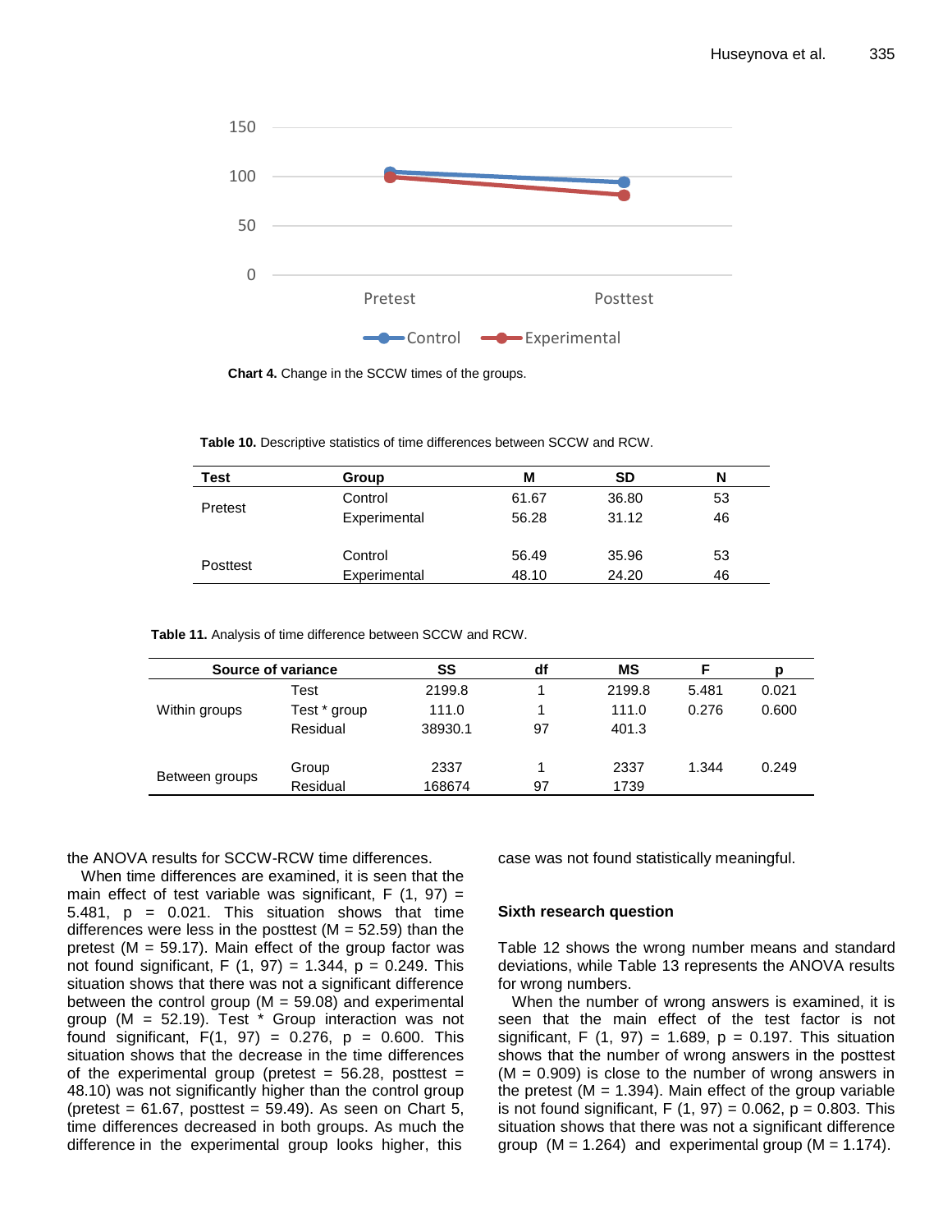Chart 4. Change in the SCCW times of the groups.

**Table 10.** Descriptive statistics of time differences between SCCW and RCW.

| Test | Group | M | SD | N |
|---|---|---|---|---|
| Pretest | Control | 61.67 | 36.80 | 53 |
| | Experimental | 56.28 | 31.12 | 46 |
| Posttest | Control | 56.49 | 35.96 | 53 |
| | Experimental | 48.10 | 24.20 | 46 |

**Table 11.** Analysis of time difference between SCCW and RCW.

| Source of variance | | SS | df | MS | F | p |
|---|---|---|---|---|---|---|
| Within groups | Test | 2199.8 | 1 | 2199.8 | 5.481 | 0.021 |
| | Test * group | 111.0 | 1 | 111.0 | 0.276 | 0.600 |
| | Residual | 38930.1 | 97 | 401.3 | | |
| Between groups | Group | 2337 | 1 | 2337 | 1.344 | 0.249 |
| | Residual | 168674 | 97 | 1739 | | |

the ANOVA results for SCCW-RCW time differences.

When time differences are examined, it is seen that the main effect of test variable was significant, F (1, 97) = 5.481, p = 0.021. This situation shows that time differences were less in the posttest (M = 52.59) than the pretest (M = 59.17). Main effect of the group factor was not found significant, F (1, 97) = 1.344, p = 0.249. This situation shows that there was not a significant difference between the control group (M = 59.08) and experimental group (M = 52.19). Test * Group interaction was not found significant, F(1, 97) = 0.276, p = 0.600. This situation shows that the decrease in the time differences of the experimental group (pretest = 56.28, posttest = 48.10) was not significantly higher than the control group (pretest = 61.67, posttest = 59.49). As seen on Chart 5, time differences decreased in both groups. As much the difference in the experimental group looks higher, this case was not found statistically meaningful.

## Sixth research question

Table 12 shows the wrong number means and standard deviations, while Table 13 represents the ANOVA results for wrong numbers.

When the number of wrong answers is examined, it is seen that the main effect of the test factor is not significant, F (1, 97) = 1.689, p = 0.197. This situation shows that the number of wrong answers in the posttest (M = 0.909) is close to the number of wrong answers in the pretest (M = 1.394). Main effect of the group variable is not found significant, F (1, 97) = 0.062, p = 0.803. This situation shows that there was not a significant difference group (M = 1.264) and experimental group (M = 1.174).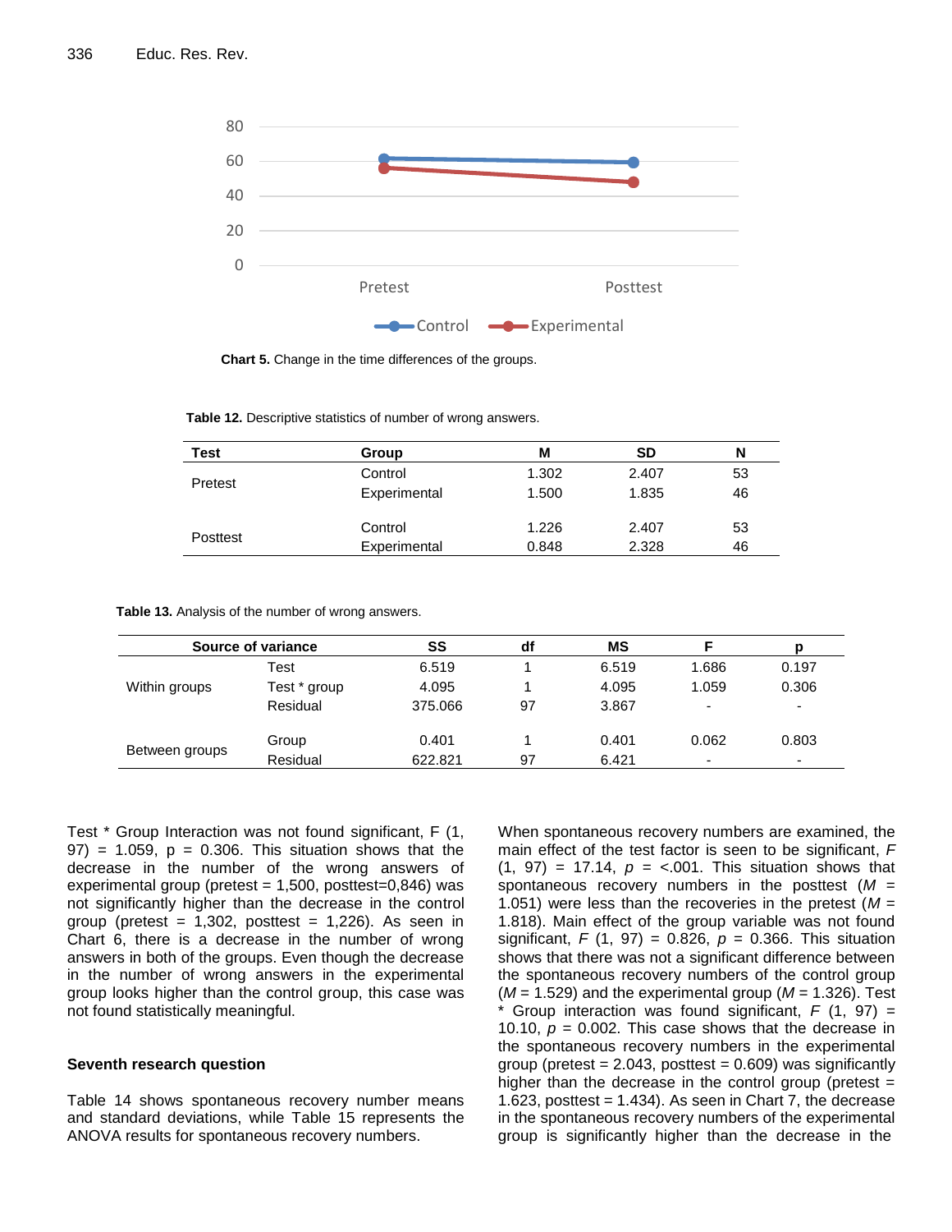Chart 5. Change in the time differences of the groups.

**Table 12.** Descriptive statistics of number of wrong answers.

| Test | Group | M | SD | N |
|---|---|---|---|---|
| Pretest | Control | 1.302 | 2.407 | 53 |
| | Experimental | 1.500 | 1.835 | 46 |
| Posttest | Control | 1.226 | 2.407 | 53 |
| | Experimental | 0.848 | 2.328 | 46 |

**Table 13.** Analysis of the number of wrong answers.

| Source of variance | | SS | df | MS | F | p |
|---|---|---|---|---|---|---|
| Within groups | Test | 6.519 | 1 | 6.519 | 1.686 | 0.197 |
| | Test * group | 4.095 | 1 | 4.095 | 1.059 | 0.306 |
| | Residual | 375.066 | 97 | 3.867 | - | - |
| Between groups | Group | 0.401 | 1 | 0.401 | 0.062 | 0.803 |
| | Residual | 622.821 | 97 | 6.421 | - | - |

Test * Group Interaction was not found significant, F (1, 97) = 1.059, p = 0.306. This situation shows that the decrease in the number of the wrong answers of experimental group (pretest = 1,500, posttest=0,846) was not significantly higher than the decrease in the control group (pretest = 1,302, posttest = 1,226). As seen in Chart 6, there is a decrease in the number of wrong answers in both of the groups. Even though the decrease in the number of wrong answers in the experimental group looks higher than the control group, this case was not found statistically meaningful.

### Seventh research question

Table 14 shows spontaneous recovery number means and standard deviations, while Table 15 represents the ANOVA results for spontaneous recovery numbers.

When spontaneous recovery numbers are examined, the main effect of the test factor is seen to be significant, *F* (1, 97) = 17.14, *p* = <.001. This situation shows that spontaneous recovery numbers in the posttest (*M* = 1.051) were less than the recoveries in the pretest (*M* = 1.818). Main effect of the group variable was not found significant, *F* (1, 97) = 0.826, *p* = 0.366. This situation shows that there was not a significant difference between the spontaneous recovery numbers of the control group (*M* = 1.529) and the experimental group (*M* = 1.326). Test * Group interaction was found significant, *F* (1, 97) = 10.10, *p* = 0.002. This case shows that the decrease in the spontaneous recovery numbers in the experimental group (pretest = 2.043, posttest = 0.609) was significantly higher than the decrease in the control group (pretest = 1.623, posttest = 1.434). As seen in Chart 7, the decrease in the spontaneous recovery numbers of the experimental group is significantly higher than the decrease in the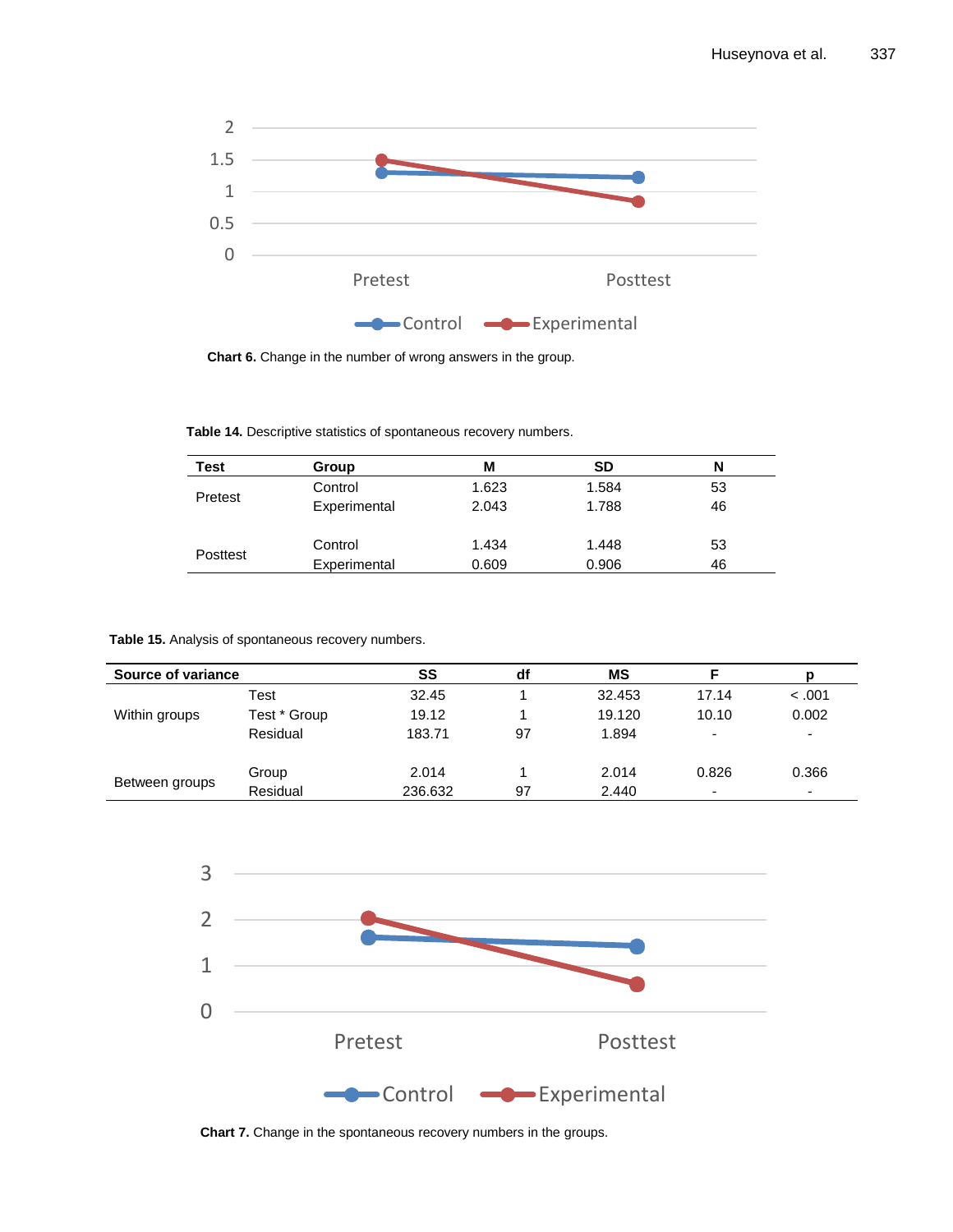Chart 6. Change in the number of wrong answers in the group.

**Table 14.** Descriptive statistics of spontaneous recovery numbers.

| Test | Group | M | SD | N |
|---|---|---|---|---|
| Pretest | Control | 1.623 | 1.584 | 53 |
| | Experimental | 2.043 | 1.788 | 46 |
| Posttest | Control | 1.434 | 1.448 | 53 |
| | Experimental | 0.609 | 0.906 | 46 |

**Table 15.** Analysis of spontaneous recovery numbers.

| Source of variance | | SS | df | MS | F | p |
|---|---|---|---|---|---|---|
| Within groups | Test | 32.45 | 1 | 32.453 | 17.14 | < .001 |
| | Test * Group | 19.12 | 1 | 19.120 | 10.10 | 0.002 |
| | Residual | 183.71 | 97 | 1.894 | - | - |
| Between groups | Group | 2.014 | 1 | 2.014 | 0.826 | 0.366 |
| | Residual | 236.632 | 97 | 2.440 | - | - |

**Chart 7.** Change in the spontaneous recovery numbers in the groups.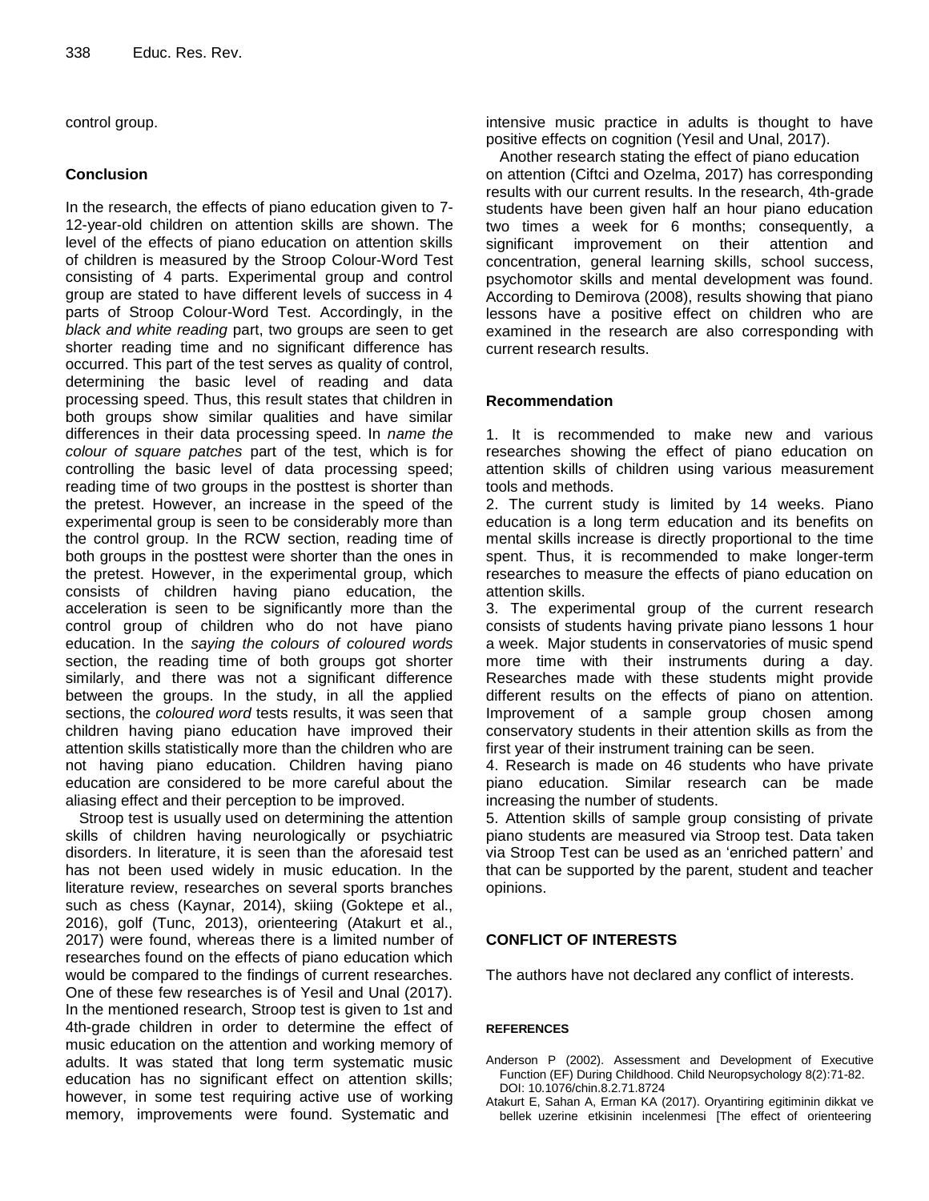control group.

## Conclusion

In the research, the effects of piano education given to 7-12-year-old children on attention skills are shown. The level of the effects of piano education on attention skills of children is measured by the Stroop Colour-Word Test consisting of 4 parts. Experimental group and control group are stated to have different levels of success in 4 parts of Stroop Colour-Word Test. Accordingly, in the *black and white reading* part, two groups are seen to get shorter reading time and no significant difference has occurred. This part of the test serves as quality of control, determining the basic level of reading and data processing speed. Thus, this result states that children in both groups show similar qualities and have similar differences in their data processing speed. In *name the colour of square patches* part of the test, which is for controlling the basic level of data processing speed; reading time of two groups in the posttest is shorter than the pretest. However, an increase in the speed of the experimental group is seen to be considerably more than the control group. In the RCW section, reading time of both groups in the posttest were shorter than the ones in the pretest. However, in the experimental group, which consists of children having piano education, the acceleration is seen to be significantly more than the control group of children who do not have piano education. In the *saying the colours of coloured words* section, the reading time of both groups got shorter similarly, and there was not a significant difference between the groups. In the study, in all the applied sections, the *coloured word* tests results, it was seen that children having piano education have improved their attention skills statistically more than the children who are not having piano education. Children having piano education are considered to be more careful about the aliasing effect and their perception to be improved.

Stroop test is usually used on determining the attention skills of children having neurologically or psychiatric disorders. In literature, it is seen than the aforesaid test has not been used widely in music education. In the literature review, researches on several sports branches such as chess (Kaynar, 2014), skiing (Goktepe et al., 2016), golf (Tunc, 2013), orienteering (Atakurt et al., 2017) were found, whereas there is a limited number of researches found on the effects of piano education which would be compared to the findings of current researches. One of these few researches is of Yesil and Unal (2017). In the mentioned research, Stroop test is given to 1st and 4th-grade children in order to determine the effect of music education on the attention and working memory of adults. It was stated that long term systematic music education has no significant effect on attention skills; however, in some test requiring active use of working memory, improvements were found. Systematic and intensive music practice in adults is thought to have positive effects on cognition (Yesil and Unal, 2017).

Another research stating the effect of piano education on attention (Ciftci and Ozelma, 2017) has corresponding results with our current results. In the research, 4th-grade students have been given half an hour piano education two times a week for 6 months; consequently, a significant improvement on their attention and concentration, general learning skills, school success, psychomotor skills and mental development was found. According to Demirova (2008), results showing that piano lessons have a positive effect on children who are examined in the research are also corresponding with current research results.

## Recommendation

1. It is recommended to make new and various researches showing the effect of piano education on attention skills of children using various measurement tools and methods.
2. The current study is limited by 14 weeks. Piano education is a long term education and its benefits on mental skills increase is directly proportional to the time spent. Thus, it is recommended to make longer-term researches to measure the effects of piano education on attention skills.
3. The experimental group of the current research consists of students having private piano lessons 1 hour a week. Major students in conservatories of music spend more time with their instruments during a day. Researches made with these students might provide different results on the effects of piano on attention. Improvement of a sample group chosen among conservatory students in their attention skills as from the first year of their instrument training can be seen.
4. Research is made on 46 students who have private piano education. Similar research can be made increasing the number of students.
5. Attention skills of sample group consisting of private piano students are measured via Stroop test. Data taken via Stroop Test can be used as an 'enriched pattern' and that can be supported by the parent, student and teacher opinions.

## CONFLICT OF INTERESTS

The authors have not declared any conflict of interests.

## REFERENCES

Anderson P (2002). Assessment and Development of Executive Function (EF) During Childhood. Child Neuropsychology 8(2):71-82. DOI: 10.1076/chin.8.2.71.8724

Atakurt E, Sahan A, Erman KA (2017). Oryantiring egitiminin dikkat ve bellek uzerine etkisinin incelenmesi [The effect of orienteering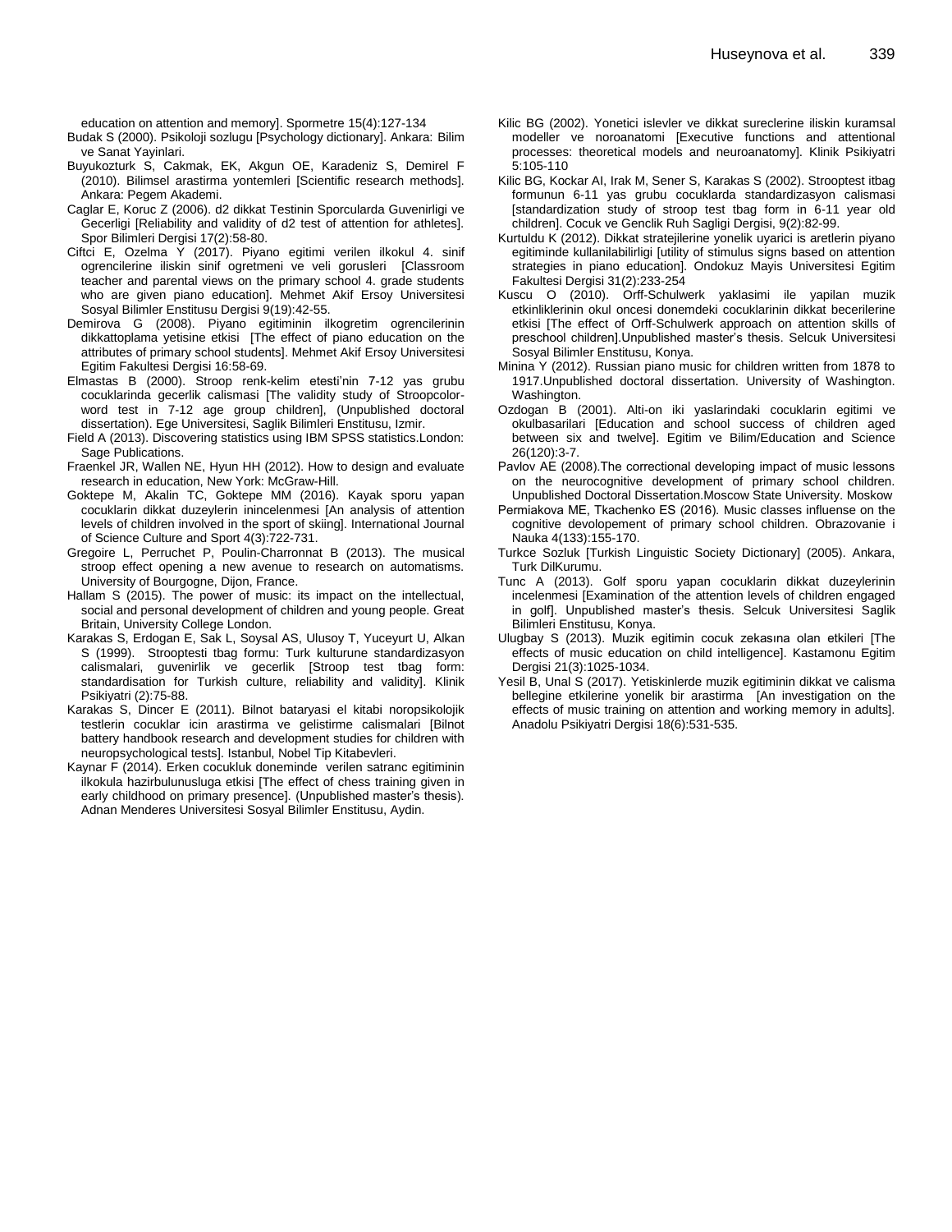education on attention and memory]. Spormetre 15(4):127-134

Budak S (2000). Psikoloji sozlugu [Psychology dictionary]. Ankara: Bilim ve Sanat Yayinlari.

Buyukozturk S, Cakmak, EK, Akgun OE, Karadeniz S, Demirel F (2010). Bilimsel arastirma yontemleri [Scientific research methods]. Ankara: Pegem Akademi.

Caglar E, Koruc Z (2006). d2 dikkat Testinin Sporcularda Guvenirligi ve Gecerligi [Reliability and validity of d2 test of attention for athletes]. Spor Bilimleri Dergisi 17(2):58-80.

Ciftci E, Ozelma Y (2017). Piyano egitimi verilen ilkokul 4. sinif ogrencilerine iliskin sinif ogretmeni ve veli gorusleri [Classroom teacher and parental views on the primary school 4. grade students who are given piano education]. Mehmet Akif Ersoy Universitesi Sosyal Bilimler Enstitusu Dergisi 9(19):42-55.

Demirova G (2008). Piyano egitiminin ilkogretim ogrencilerinin dikkattoplama yetisine etkisi [The effect of piano education on the attributes of primary school students]. Mehmet Akif Ersoy Universitesi Egitim Fakultesi Dergisi 16:58-69.

Elmastas B (2000). Stroop renk-kelim etesti'nin 7-12 yas grubu cocuklarinda gecerlik calismasi [The validity study of Stroopcolor-word test in 7-12 age group children], (Unpublished doctoral dissertation). Ege Universitesi, Saglik Bilimleri Enstitusu, Izmir.

Field A (2013). Discovering statistics using IBM SPSS statistics.London: Sage Publications.

Fraenkel JR, Wallen NE, Hyun HH (2012). How to design and evaluate research in education, New York: McGraw-Hill.

Goktepe M, Akalin TC, Goktepe MM (2016). Kayak sporu yapan cocuklarin dikkat duzeylerin inincelenmesi [An analysis of attention levels of children involved in the sport of skiing]. International Journal of Science Culture and Sport 4(3):722-731.

Gregoire L, Perruchet P, Poulin-Charronnat B (2013). The musical stroop effect opening a new avenue to research on automatisms. University of Bourgogne, Dijon, France.

Hallam S (2015). The power of music: its impact on the intellectual, social and personal development of children and young people. Great Britain, University College London.

Karakas S, Erdogan E, Sak L, Soysal AS, Ulusoy T, Yuceyurt U, Alkan S (1999). Strooptesti tbag formu: Turk kulturune standardizasyon calismalari, guvenirlik ve gecerlik [Stroop test tbag form: standardisation for Turkish culture, reliability and validity]. Klinik Psikiyatri (2):75-88.

Karakas S, Dincer E (2011). Bilnot bataryasi el kitabi noropsikolojik testlerin cocuklar icin arastirma ve gelistirme calismalari [Bilnot battery handbook research and development studies for children with neuropsychological tests]. Istanbul, Nobel Tip Kitabevleri.

Kaynar F (2014). Erken cocukluk doneminde verilen satranc egitiminin ilkokula hazirbulunusluga etkisi [The effect of chess training given in early childhood on primary presence]. (Unpublished master's thesis). Adnan Menderes Universitesi Sosyal Bilimler Enstitusu, Aydin.

Kilic BG (2002). Yonetici islevler ve dikkat sureclerine iliskin kuramsal modeller ve noroanatomi [Executive functions and attentional processes: theoretical models and neuroanatomy]. Klinik Psikiyatri 5:105-110

Kilic BG, Kockar AI, Irak M, Sener S, Karakas S (2002). Strooptest itbag formunun 6-11 yas grubu cocuklarda standardizasyon calismasi [standardization study of stroop test tbag form in 6-11 year old children]. Cocuk ve Genclik Ruh Sagligi Dergisi, 9(2):82-99.

Kurtuldu K (2012). Dikkat stratejilerine yonelik uyarici is aretlerin piyano egitiminde kullanilabilirligi [utility of stimulus signs based on attention strategies in piano education]. Ondokuz Mayis Universitesi Egitim Fakultesi Dergisi 31(2):233-254

Kuscu O (2010). Orff-Schulwerk yaklasimi ile yapilan muzik etkinliklerinin okul oncesi donemdeki cocuklarinin dikkat becerilerine etkisi [The effect of Orff-Schulwerk approach on attention skills of preschool children].Unpublished master's thesis. Selcuk Universitesi Sosyal Bilimler Enstitusu, Konya.

Minina Y (2012). Russian piano music for children written from 1878 to 1917.Unpublished doctoral dissertation. University of Washington. Washington.

Ozdogan B (2001). Alti-on iki yaslarindaki cocuklarin egitimi ve okulbasarilari [Education and school success of children aged between six and twelve]. Egitim ve Bilim/Education and Science 26(120):3-7.

Pavlov AE (2008).The correctional developing impact of music lessons on the neurocognitive development of primary school children. Unpublished Doctoral Dissertation.Moscow State University. Moskow

Permiakova ME, Tkachenko ES (2016). Music classes influense on the cognitive devolopement of primary school children. Obrazovanie i Nauka 4(133):155-170.

Turkce Sozluk [Turkish Linguistic Society Dictionary] (2005). Ankara, Turk DilKurumu.

Tunc A (2013). Golf sporu yapan cocuklarin dikkat duzeylerinin incelenmesi [Examination of the attention levels of children engaged in golf]. Unpublished master's thesis. Selcuk Universitesi Saglik Bilimleri Enstitusu, Konya.

Ulugbay S (2013). Muzik egitimin cocuk zekasına olan etkileri [The effects of music education on child intelligence]. Kastamonu Egitim Dergisi 21(3):1025-1034.

Yesil B, Unal S (2017). Yetiskinlerde muzik egitiminin dikkat ve calisma bellegine etkilerine yonelik bir arastirma [An investigation on the effects of music training on attention and working memory in adults]. Anadolu Psikiyatri Dergisi 18(6):531-535.